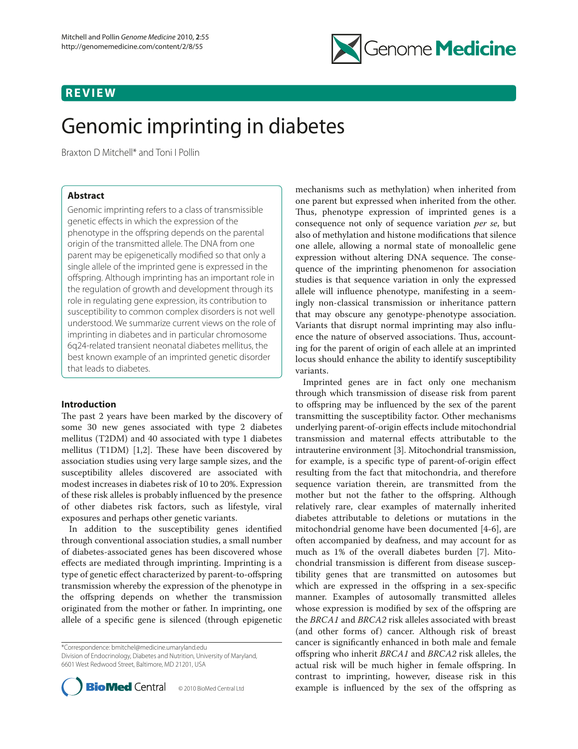REVIEW

# Genomic imprinting in diabetes

Braxton D Mitchell* and Toni I Pollin

## Abstract

Genomic imprinting refers to a class of transmissible genetic effects in which the expression of the phenotype in the offspring depends on the parental origin of the transmitted allele. The DNA from one parent may be epigenetically modified so that only a single allele of the imprinted gene is expressed in the offspring. Although imprinting has an important role in the regulation of growth and development through its role in regulating gene expression, its contribution to susceptibility to common complex disorders is not well understood. We summarize current views on the role of imprinting in diabetes and in particular chromosome 6q24-related transient neonatal diabetes mellitus, the best known example of an imprinted genetic disorder that leads to diabetes.

## Introduction

The past 2 years have been marked by the discovery of some 30 new genes associated with type 2 diabetes mellitus (T2DM) and 40 associated with type 1 diabetes mellitus (T1DM) [1,2]. These have been discovered by association studies using very large sample sizes, and the susceptibility alleles discovered are associated with modest increases in diabetes risk of 10 to 20%. Expression of these risk alleles is probably influenced by the presence of other diabetes risk factors, such as lifestyle, viral exposures and perhaps other genetic variants.

In addition to the susceptibility genes identified through conventional association studies, a small number of diabetes-associated genes has been discovered whose effects are mediated through imprinting. Imprinting is a type of genetic effect characterized by parent-to-offspring transmission whereby the expression of the phenotype in the offspring depends on whether the transmission originated from the mother or father. In imprinting, one allele of a specific gene is silenced (through epigenetic mechanisms such as methylation) when inherited from one parent but expressed when inherited from the other. Thus, phenotype expression of imprinted genes is a consequence not only of sequence variation *per se*, but also of methylation and histone modifications that silence one allele, allowing a normal state of monoallelic gene expression without altering DNA sequence. The consequence of the imprinting phenomenon for association studies is that sequence variation in only the expressed allele will influence phenotype, manifesting in a seemingly non-classical transmission or inheritance pattern that may obscure any genotype-phenotype association. Variants that disrupt normal imprinting may also influence the nature of observed associations. Thus, accounting for the parent of origin of each allele at an imprinted locus should enhance the ability to identify susceptibility variants.

Imprinted genes are in fact only one mechanism through which transmission of disease risk from parent to offspring may be influenced by the sex of the parent transmitting the susceptibility factor. Other mechanisms underlying parent-of-origin effects include mitochondrial transmission and maternal effects attributable to the intrauterine environment [3]. Mitochondrial transmission, for example, is a specific type of parent-of-origin effect resulting from the fact that mitochondria, and therefore sequence variation therein, are transmitted from the mother but not the father to the offspring. Although relatively rare, clear examples of maternally inherited diabetes attributable to deletions or mutations in the mitochondrial genome have been documented [4-6], are often accompanied by deafness, and may account for as much as 1% of the overall diabetes burden [7]. Mitochondrial transmission is different from disease susceptibility genes that are transmitted on autosomes but which are expressed in the offspring in a sex-specific manner. Examples of autosomally transmitted alleles whose expression is modified by sex of the offspring are the *BRCA1* and *BRCA2* risk alleles associated with breast (and other forms of) cancer. Although risk of breast cancer is significantly enhanced in both male and female offspring who inherit *BRCA1* and *BRCA2* risk alleles, the actual risk will be much higher in female offspring. In contrast to imprinting, however, disease risk in this example is influenced by the sex of the offspring as

*Correspondence: bmitchel@medicine.umaryland.edu
Division of Endocrinology, Diabetes and Nutrition, University of Maryland, 6601 West Redwood Street, Baltimore, MD 21201, USA

© 2010 BioMed Central Ltd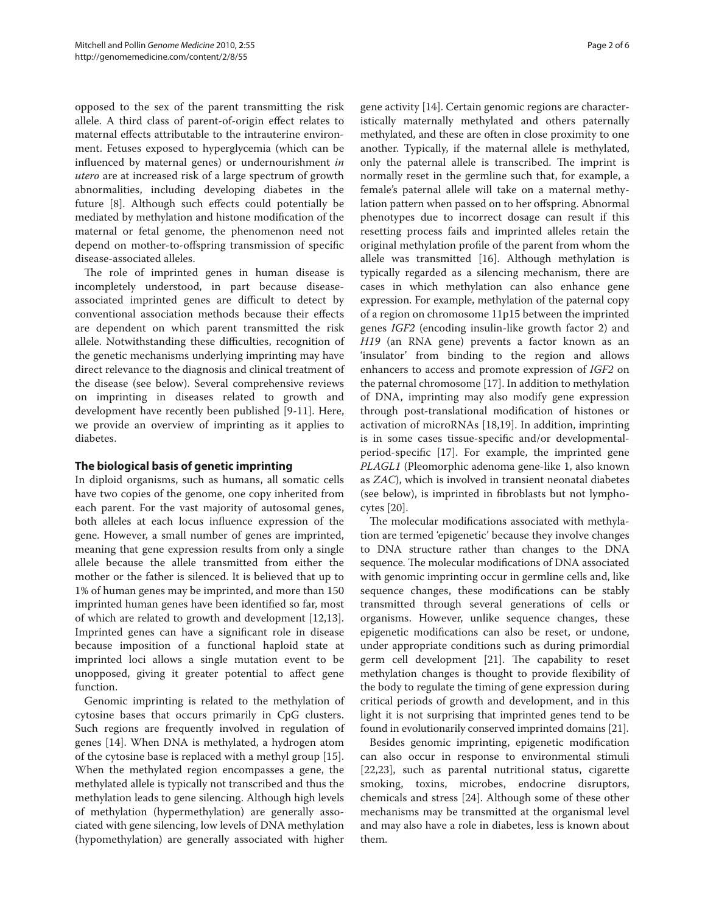opposed to the sex of the parent transmitting the risk allele. A third class of parent-of-origin effect relates to maternal effects attributable to the intrauterine environment. Fetuses exposed to hyperglycemia (which can be influenced by maternal genes) or undernourishment *in utero* are at increased risk of a large spectrum of growth abnormalities, including developing diabetes in the future [8]. Although such effects could potentially be mediated by methylation and histone modification of the maternal or fetal genome, the phenomenon need not depend on mother-to-offspring transmission of specific disease-associated alleles.

The role of imprinted genes in human disease is incompletely understood, in part because disease-associated imprinted genes are difficult to detect by conventional association methods because their effects are dependent on which parent transmitted the risk allele. Notwithstanding these difficulties, recognition of the genetic mechanisms underlying imprinting may have direct relevance to the diagnosis and clinical treatment of the disease (see below). Several comprehensive reviews on imprinting in diseases related to growth and development have recently been published [9-11]. Here, we provide an overview of imprinting as it applies to diabetes.

## The biological basis of genetic imprinting

In diploid organisms, such as humans, all somatic cells have two copies of the genome, one copy inherited from each parent. For the vast majority of autosomal genes, both alleles at each locus influence expression of the gene. However, a small number of genes are imprinted, meaning that gene expression results from only a single allele because the allele transmitted from either the mother or the father is silenced. It is believed that up to 1% of human genes may be imprinted, and more than 150 imprinted human genes have been identified so far, most of which are related to growth and development [12,13]. Imprinted genes can have a significant role in disease because imposition of a functional haploid state at imprinted loci allows a single mutation event to be unopposed, giving it greater potential to affect gene function.

Genomic imprinting is related to the methylation of cytosine bases that occurs primarily in CpG clusters. Such regions are frequently involved in regulation of genes [14]. When DNA is methylated, a hydrogen atom of the cytosine base is replaced with a methyl group [15]. When the methylated region encompasses a gene, the methylated allele is typically not transcribed and thus the methylation leads to gene silencing. Although high levels of methylation (hypermethylation) are generally associated with gene silencing, low levels of DNA methylation (hypomethylation) are generally associated with higher gene activity [14]. Certain genomic regions are characteristically maternally methylated and others paternally methylated, and these are often in close proximity to one another. Typically, if the maternal allele is methylated, only the paternal allele is transcribed. The imprint is normally reset in the germline such that, for example, a female's paternal allele will take on a maternal methylation pattern when passed on to her offspring. Abnormal phenotypes due to incorrect dosage can result if this resetting process fails and imprinted alleles retain the original methylation profile of the parent from whom the allele was transmitted [16]. Although methylation is typically regarded as a silencing mechanism, there are cases in which methylation can also enhance gene expression. For example, methylation of the paternal copy of a region on chromosome 11p15 between the imprinted genes *IGF2* (encoding insulin-like growth factor 2) and *H19* (an RNA gene) prevents a factor known as an 'insulator' from binding to the region and allows enhancers to access and promote expression of *IGF2* on the paternal chromosome [17]. In addition to methylation of DNA, imprinting may also modify gene expression through post-translational modification of histones or activation of microRNAs [18,19]. In addition, imprinting is in some cases tissue-specific and/or developmental-period-specific [17]. For example, the imprinted gene *PLAGL1* (Pleomorphic adenoma gene-like 1, also known as *ZAC*), which is involved in transient neonatal diabetes (see below), is imprinted in fibroblasts but not lymphocytes [20].

The molecular modifications associated with methylation are termed 'epigenetic' because they involve changes to DNA structure rather than changes to the DNA sequence. The molecular modifications of DNA associated with genomic imprinting occur in germline cells and, like sequence changes, these modifications can be stably transmitted through several generations of cells or organisms. However, unlike sequence changes, these epigenetic modifications can also be reset, or undone, under appropriate conditions such as during primordial germ cell development [21]. The capability to reset methylation changes is thought to provide flexibility of the body to regulate the timing of gene expression during critical periods of growth and development, and in this light it is not surprising that imprinted genes tend to be found in evolutionarily conserved imprinted domains [21].

Besides genomic imprinting, epigenetic modification can also occur in response to environmental stimuli [22,23], such as parental nutritional status, cigarette smoking, toxins, microbes, endocrine disruptors, chemicals and stress [24]. Although some of these other mechanisms may be transmitted at the organismal level and may also have a role in diabetes, less is known about them.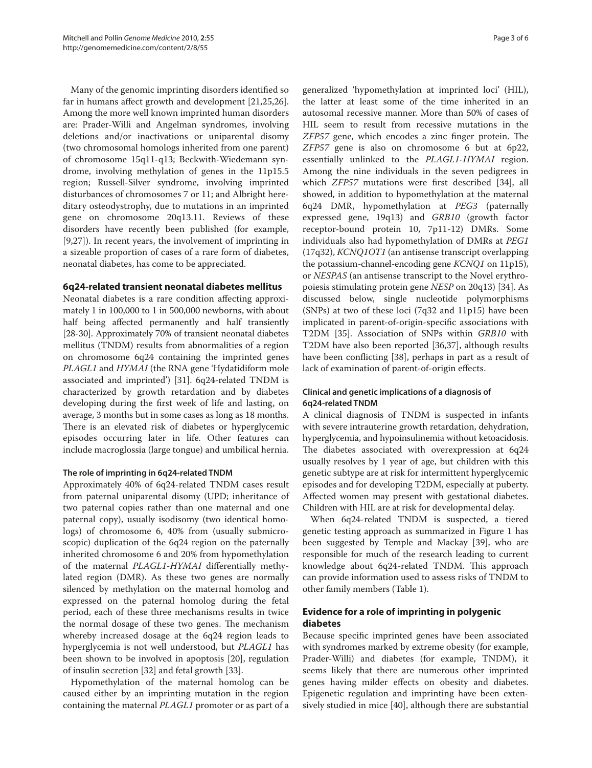Many of the genomic imprinting disorders identified so far in humans affect growth and development [21,25,26]. Among the more well known imprinted human disorders are: Prader-Willi and Angelman syndromes, involving deletions and/or inactivations or uniparental disomy (two chromosomal homologs inherited from one parent) of chromosome 15q11-q13; Beckwith-Wiedemann syndrome, involving methylation of genes in the 11p15.5 region; Russell-Silver syndrome, involving imprinted disturbances of chromosomes 7 or 11; and Albright hereditary osteodystrophy, due to mutations in an imprinted gene on chromosome 20q13.11. Reviews of these disorders have recently been published (for example, [9,27]). In recent years, the involvement of imprinting in a sizeable proportion of cases of a rare form of diabetes, neonatal diabetes, has come to be appreciated.

## 6q24-related transient neonatal diabetes mellitus

Neonatal diabetes is a rare condition affecting approximately 1 in 100,000 to 1 in 500,000 newborns, with about half being affected permanently and half transiently [28-30]. Approximately 70% of transient neonatal diabetes mellitus (TNDM) results from abnormalities of a region on chromosome 6q24 containing the imprinted genes *PLAGL1* and *HYMAI* (the RNA gene 'Hydatidiform mole associated and imprinted') [31]. 6q24-related TNDM is characterized by growth retardation and by diabetes developing during the first week of life and lasting, on average, 3 months but in some cases as long as 18 months. There is an elevated risk of diabetes or hyperglycemic episodes occurring later in life. Other features can include macroglossia (large tongue) and umbilical hernia.

### The role of imprinting in 6q24-related TNDM

Approximately 40% of 6q24-related TNDM cases result from paternal uniparental disomy (UPD; inheritance of two paternal copies rather than one maternal and one paternal copy), usually isodisomy (two identical homologs) of chromosome 6, 40% from (usually submicroscopic) duplication of the 6q24 region on the paternally inherited chromosome 6 and 20% from hypomethylation of the maternal *PLAGL1-HYMAI* differentially methylated region (DMR). As these two genes are normally silenced by methylation on the maternal homolog and expressed on the paternal homolog during the fetal period, each of these three mechanisms results in twice the normal dosage of these two genes. The mechanism whereby increased dosage at the 6q24 region leads to hyperglycemia is not well understood, but *PLAGL1* has been shown to be involved in apoptosis [20], regulation of insulin secretion [32] and fetal growth [33].

Hypomethylation of the maternal homolog can be caused either by an imprinting mutation in the region containing the maternal *PLAGL1* promoter or as part of a generalized 'hypomethylation at imprinted loci' (HIL), the latter at least some of the time inherited in an autosomal recessive manner. More than 50% of cases of HIL seem to result from recessive mutations in the *ZFP57* gene, which encodes a zinc finger protein. The *ZFP57* gene is also on chromosome 6 but at 6p22, essentially unlinked to the *PLAGL1-HYMAI* region. Among the nine individuals in the seven pedigrees in which *ZFP57* mutations were first described [34], all showed, in addition to hypomethylation at the maternal 6q24 DMR, hypomethylation at *PEG3* (paternally expressed gene, 19q13) and *GRB10* (growth factor receptor-bound protein 10, 7p11-12) DMRs. Some individuals also had hypomethylation of DMRs at *PEG1* (17q32), *KCNQ1OT1* (an antisense transcript overlapping the potassium-channel-encoding gene *KCNQ1* on 11p15), or *NESPAS* (an antisense transcript to the Novel erythropoiesis stimulating protein gene *NESP* on 20q13) [34]. As discussed below, single nucleotide polymorphisms (SNPs) at two of these loci (7q32 and 11p15) have been implicated in parent-of-origin-specific associations with T2DM [35]. Association of SNPs within *GRB10* with T2DM have also been reported [36,37], although results have been conflicting [38], perhaps in part as a result of lack of examination of parent-of-origin effects.

### Clinical and genetic implications of a diagnosis of 6q24-related TNDM

A clinical diagnosis of TNDM is suspected in infants with severe intrauterine growth retardation, dehydration, hyperglycemia, and hypoinsulinemia without ketoacidosis. The diabetes associated with overexpression at 6q24 usually resolves by 1 year of age, but children with this genetic subtype are at risk for intermittent hyperglycemic episodes and for developing T2DM, especially at puberty. Affected women may present with gestational diabetes. Children with HIL are at risk for developmental delay.

When 6q24-related TNDM is suspected, a tiered genetic testing approach as summarized in Figure 1 has been suggested by Temple and Mackay [39], who are responsible for much of the research leading to current knowledge about 6q24-related TNDM. This approach can provide information used to assess risks of TNDM to other family members (Table 1).

## Evidence for a role of imprinting in polygenic diabetes

Because specific imprinted genes have been associated with syndromes marked by extreme obesity (for example, Prader-Willi) and diabetes (for example, TNDM), it seems likely that there are numerous other imprinted genes having milder effects on obesity and diabetes. Epigenetic regulation and imprinting have been extensively studied in mice [40], although there are substantial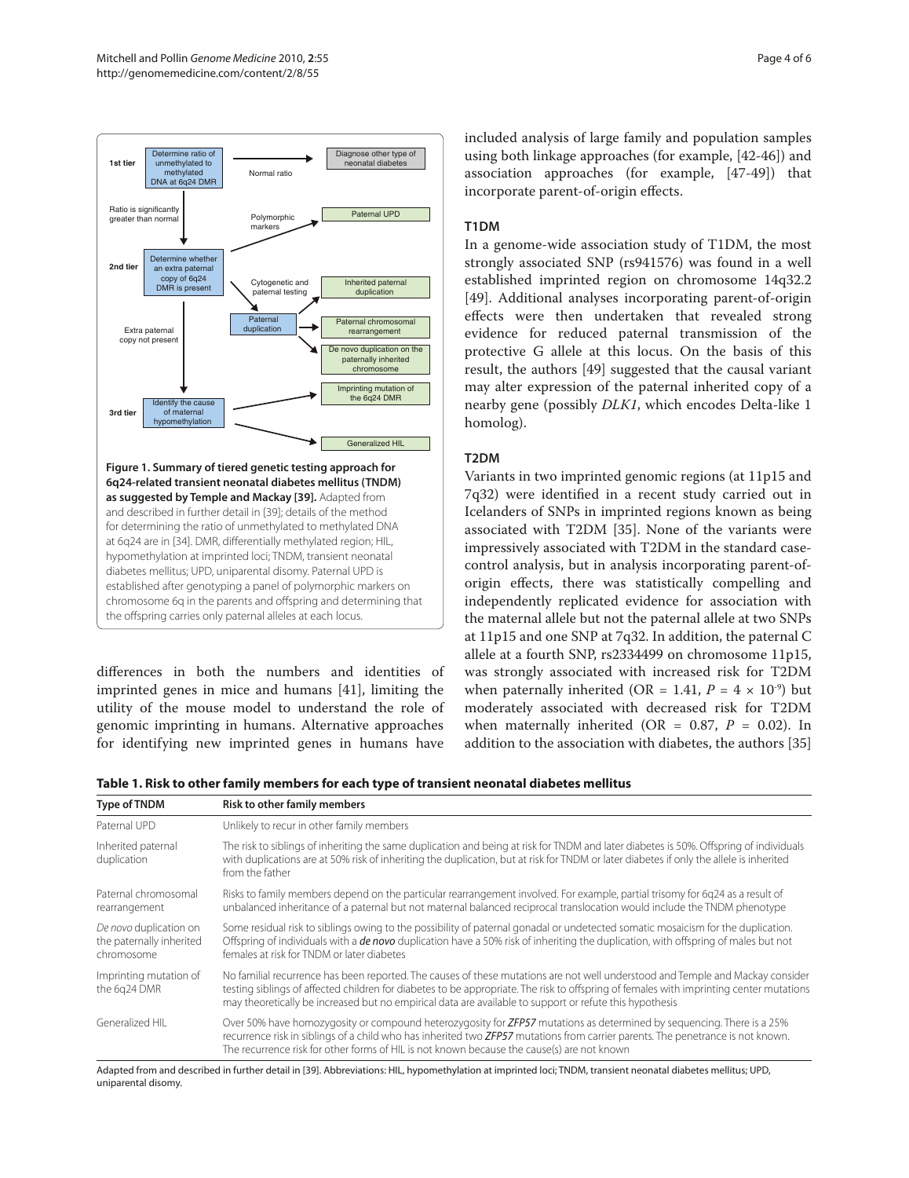Figure 1. Summary of tiered genetic testing approach for 6q24-related transient neonatal diabetes mellitus (TNDM) as suggested by Temple and Mackay [39]. Adapted from and described in further detail in [39]; details of the method for determining the ratio of unmethylated to methylated DNA at 6q24 are in [34]. DMR, differentially methylated region; HIL, hypomethylation at imprinted loci; TNDM, transient neonatal diabetes mellitus; UPD, uniparental disomy. Paternal UPD is established after genotyping a panel of polymorphic markers on chromosome 6q in the parents and offspring and determining that the offspring carries only paternal alleles at each locus.

differences in both the numbers and identities of imprinted genes in mice and humans [41], limiting the utility of the mouse model to understand the role of genomic imprinting in humans. Alternative approaches for identifying new imprinted genes in humans have included analysis of large family and population samples using both linkage approaches (for example, [42-46]) and association approaches (for example, [47-49]) that incorporate parent-of-origin effects.

### T1DM

In a genome-wide association study of T1DM, the most strongly associated SNP (rs941576) was found in a well established imprinted region on chromosome 14q32.2 [49]. Additional analyses incorporating parent-of-origin effects were then undertaken that revealed strong evidence for reduced paternal transmission of the protective G allele at this locus. On the basis of this result, the authors [49] suggested that the causal variant may alter expression of the paternal inherited copy of a nearby gene (possibly *DLK1*, which encodes Delta-like 1 homolog).

### T2DM

Variants in two imprinted genomic regions (at 11p15 and 7q32) were identified in a recent study carried out in Icelanders of SNPs in imprinted regions known as being associated with T2DM [35]. None of the variants were impressively associated with T2DM in the standard case-control analysis, but in analysis incorporating parent-of-origin effects, there was statistically compelling and independently replicated evidence for association with the maternal allele but not the paternal allele at two SNPs at 11p15 and one SNP at 7q32. In addition, the paternal C allele at a fourth SNP, rs2334499 on chromosome 11p15, was strongly associated with increased risk for T2DM when paternally inherited (OR = 1.41, $P = 4 \times 10^{-9}$) but moderately associated with decreased risk for T2DM when maternally inherited (OR = 0.87, $P = 0.02$). In addition to the association with diabetes, the authors [35]

**Table 1. Risk to other family members for each type of transient neonatal diabetes mellitus**

| Type of TNDM | Risk to other family members |
|---|---|
| Paternal UPD | Unlikely to recur in other family members |
| Inherited paternal duplication | The risk to siblings of inheriting the same duplication and being at risk for TNDM and later diabetes is 50%. Offspring of individuals with duplications are at 50% risk of inheriting the duplication, but at risk for TNDM or later diabetes if only the allele is inherited from the father |
| Paternal chromosomal rearrangement | Risks to family members depend on the particular rearrangement involved. For example, partial trisomy for 6q24 as a result of unbalanced inheritance of a paternal but not maternal balanced reciprocal translocation would include the TNDM phenotype |
| *De novo* duplication on the paternally inherited chromosome | Some residual risk to siblings owing to the possibility of paternal gonadal or undetected somatic mosaicism for the duplication. Offspring of individuals with a ***de novo*** duplication have a 50% risk of inheriting the duplication, with offspring of males but not females at risk for TNDM or later diabetes |
| Imprinting mutation of the 6q24 DMR | No familial recurrence has been reported. The causes of these mutations are not well understood and Temple and Mackay consider testing siblings of affected children for diabetes to be appropriate. The risk to offspring of females with imprinting center mutations may theoretically be increased but no empirical data are available to support or refute this hypothesis |
| Generalized HIL | Over 50% have homozygosity or compound heterozygosity for ***ZFP57*** mutations as determined by sequencing. There is a 25% recurrence risk in siblings of a child who has inherited two ***ZFP57*** mutations from carrier parents. The penetrance is not known. The recurrence risk for other forms of HIL is not known because the cause(s) are not known |

Adapted from and described in further detail in [39]. Abbreviations: HIL, hypomethylation at imprinted loci; TNDM, transient neonatal diabetes mellitus; UPD, uniparental disomy.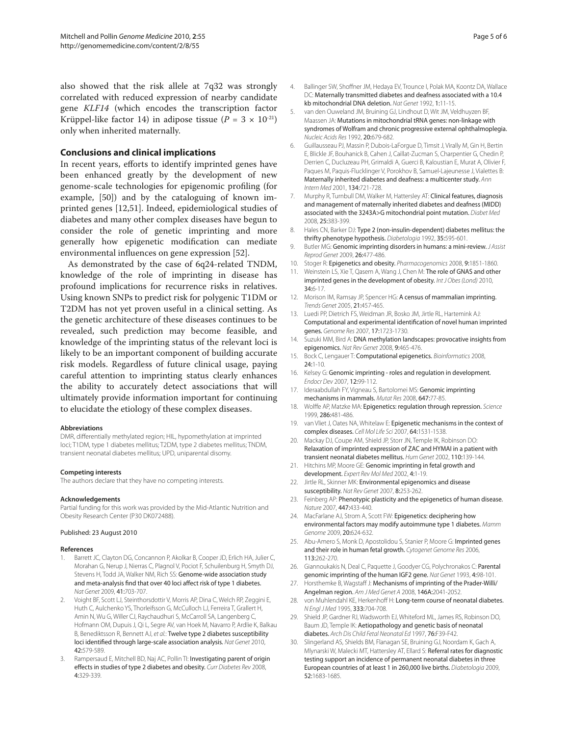also showed that the risk allele at 7q32 was strongly correlated with reduced expression of nearby candidate gene *KLF14* (which encodes the transcription factor Krüppel-like factor 14) in adipose tissue ($P = 3 \times 10^{-21}$) only when inherited maternally.

## Conclusions and clinical implications

In recent years, efforts to identify imprinted genes have been enhanced greatly by the development of new genome-scale technologies for epigenomic profiling (for example, [50]) and by the cataloguing of known imprinted genes [12,51]. Indeed, epidemiological studies of diabetes and many other complex diseases have begun to consider the role of genetic imprinting and more generally how epigenetic modification can mediate environmental influences on gene expression [52].

As demonstrated by the case of 6q24-related TNDM, knowledge of the role of imprinting in disease has profound implications for recurrence risks in relatives. Using known SNPs to predict risk for polygenic T1DM or T2DM has not yet proven useful in a clinical setting. As the genetic architecture of these diseases continues to be revealed, such prediction may become feasible, and knowledge of the imprinting status of the relevant loci is likely to be an important component of building accurate risk models. Regardless of future clinical usage, paying careful attention to imprinting status clearly enhances the ability to accurately detect associations that will ultimately provide information important for continuing to elucidate the etiology of these complex diseases.

#### Abbreviations

DMR, differentially methylated region; HIL, hypomethylation at imprinted loci; T1DM, type 1 diabetes mellitus; T2DM, type 2 diabetes mellitus; TNDM, transient neonatal diabetes mellitus; UPD, uniparental disomy.

#### Competing interests

The authors declare that they have no competing interests.

#### Acknowledgements

Partial funding for this work was provided by the Mid-Atlantic Nutrition and Obesity Research Center (P30 DK072488).

Published: 23 August 2010

#### References

1. Barrett JC, Clayton DG, Concannon P, Akolkar B, Cooper JD, Erlich HA, Julier C, Morahan G, Nerup J, Nierras C, Plagnol V, Pociot F, Schuilenburg H, Smyth DJ, Stevens H, Todd JA, Walker NM, Rich SS: **Genome-wide association study and meta-analysis find that over 40 loci affect risk of type 1 diabetes.** *Nat Genet* 2009, **41:**703-707.
2. Voight BF, Scott LJ, Steinthorsdottir V, Morris AP, Dina C, Welch RP, Zeggini E, Huth C, Aulchenko YS, Thorleifsson G, McCulloch LJ, Ferreira T, Grallert H, Amin N, Wu G, Willer CJ, Raychaudhuri S, McCarroll SA, Langenberg C, Hofmann OM, Dupuis J, Qi L, Segre AV, van Hoek M, Navarro P, Ardlie K, Balkau B, Benediktsson R, Bennett AJ, *et al.*: **Twelve type 2 diabetes susceptibility loci identified through large-scale association analysis.** *Nat Genet* 2010, **42:**579-589.
3. Rampersaud E, Mitchell BD, Naj AC, Pollin TI: **Investigating parent of origin effects in studies of type 2 diabetes and obesity.** *Curr Diabetes Rev* 2008, **4:**329-339.
4. Ballinger SW, Shoffner JM, Hedaya EV, Trounce I, Polak MA, Koontz DA, Wallace DC: **Maternally transmitted diabetes and deafness associated with a 10.4 kb mitochondrial DNA deletion.** *Nat Genet* 1992, **1:**11-15.
5. van den Ouweland JM, Bruining GJ, Lindhout D, Wit JM, Veldhuyzen BF, Maassen JA: **Mutations in mitochondrial tRNA genes: non-linkage with syndromes of Wolfram and chronic progressive external ophthalmoplegia.** *Nucleic Acids Res* 1992, **20:**679-682.
6. Guillausseau PJ, Massin P, Dubois-LaForgue D, Timsit J, Virally M, Gin H, Bertin E, Blickle JF, Bouhanick B, Cahen J, Caillat-Zucman S, Charpentier G, Chedin P, Derrien C, Ducluzeau PH, Grimaldi A, Guerci B, Kaloustian E, Murat A, Olivier F, Paques M, Paquis-Flucklinger V, Porokhov B, Samuel-Lajeunesse J, Vialettes B: **Maternally inherited diabetes and deafness: a multicenter study.** *Ann Intern Med* 2001, **134:**721-728.
7. Murphy R, Turnbull DM, Walker M, Hattersley AT: **Clinical features, diagnosis and management of maternally inherited diabetes and deafness (MIDD) associated with the 3243A>G mitochondrial point mutation.** *Diabet Med* 2008, **25:**383-399.
8. Hales CN, Barker DJ: **Type 2 (non-insulin-dependent) diabetes mellitus: the thrifty phenotype hypothesis.** *Diabetologia* 1992, **35:**595-601.
9. Butler MG: **Genomic imprinting disorders in humans: a mini-review.** *J Assist Reprod Genet* 2009, **26:**477-486.
10. Stoger R: **Epigenetics and obesity.** *Pharmacogenomics* 2008, **9:**1851-1860.
11. Weinstein LS, Xie T, Qasem A, Wang J, Chen M: **The role of GNAS and other imprinted genes in the development of obesity.** *Int J Obes (Lond)* 2010, **34:**6-17.
12. Morison IM, Ramsay JP, Spencer HG: **A census of mammalian imprinting.** *Trends Genet* 2005, **21:**457-465.
13. Luedi PP, Dietrich FS, Weidman JR, Bosko JM, Jirtle RL, Hartemink AJ: **Computational and experimental identification of novel human imprinted genes.** *Genome Res* 2007, **17:**1723-1730.
14. Suzuki MM, Bird A: **DNA methylation landscapes: provocative insights from epigenomics.** *Nat Rev Genet* 2008, **9:**465-476.
15. Bock C, Lengauer T: **Computational epigenetics.** *Bioinformatics* 2008, **24:**1-10.
16. Kelsey G: **Genomic imprinting - roles and regulation in development.** *Endocr Dev* 2007, **12:**99-112.
17. Ideraabdullah FY, Vigneau S, Bartolomei MS: **Genomic imprinting mechanisms in mammals.** *Mutat Res* 2008, **647:**77-85.
18. Wolffe AP, Matzke MA: **Epigenetics: regulation through repression.** *Science* 1999, **286:**481-486.
19. van Vliet J, Oates NA, Whitelaw E: **Epigenetic mechanisms in the context of complex diseases.** *Cell Mol Life Sci* 2007, **64:**1531-1538.
20. Mackay DJ, Coupe AM, Shield JP, Storr JN, Temple IK, Robinson DO: **Relaxation of imprinted expression of ZAC and HYMAI in a patient with transient neonatal diabetes mellitus.** *Hum Genet* 2002, **110:**139-144.
21. Hitchins MP, Moore GE: **Genomic imprinting in fetal growth and development.** *Expert Rev Mol Med* 2002, **4:**1-19.
22. Jirtle RL, Skinner MK: **Environmental epigenomics and disease susceptibility.** *Nat Rev Genet* 2007, **8:**253-262.
23. Feinberg AP: **Phenotypic plasticity and the epigenetics of human disease.** *Nature* 2007, **447:**433-440.
24. MacFarlane AJ, Strom A, Scott FW: **Epigenetics: deciphering how environmental factors may modify autoimmune type 1 diabetes.** *Mamm Genome* 2009, **20:**624-632.
25. Abu-Amero S, Monk D, Apostolidou S, Stanier P, Moore G: **Imprinted genes and their role in human fetal growth.** *Cytogenet Genome Res* 2006, **113:**262-270.
26. Giannoukakis N, Deal C, Paquette J, Goodyer CG, Polychronakos C: **Parental genomic imprinting of the human IGF2 gene.** *Nat Genet* 1993, **4:**98-101.
27. Horsthemke B, Wagstaff J: **Mechanisms of imprinting of the Prader-Willi/Angelman region.** *Am J Med Genet A* 2008, **146A:**2041-2052.
28. von Muhlendahl KE, Herkenhoff H: **Long-term course of neonatal diabetes.** *N Engl J Med* 1995, **333:**704-708.
29. Shield JP, Gardner RJ, Wadsworth EJ, Whiteford ML, James RS, Robinson DO, Baum JD, Temple IK: **Aetiopathology and genetic basis of neonatal diabetes.** *Arch Dis Child Fetal Neonatal Ed* 1997, **76:**F39-F42.
30. Slingerland AS, Shields BM, Flanagan SE, Bruining GJ, Noordam K, Gach A, Mlynarski W, Malecki MT, Hattersley AT, Ellard S: **Referral rates for diagnostic testing support an incidence of permanent neonatal diabetes in three European countries of at least 1 in 260,000 live births.** *Diabetologia* 2009, **52:**1683-1685.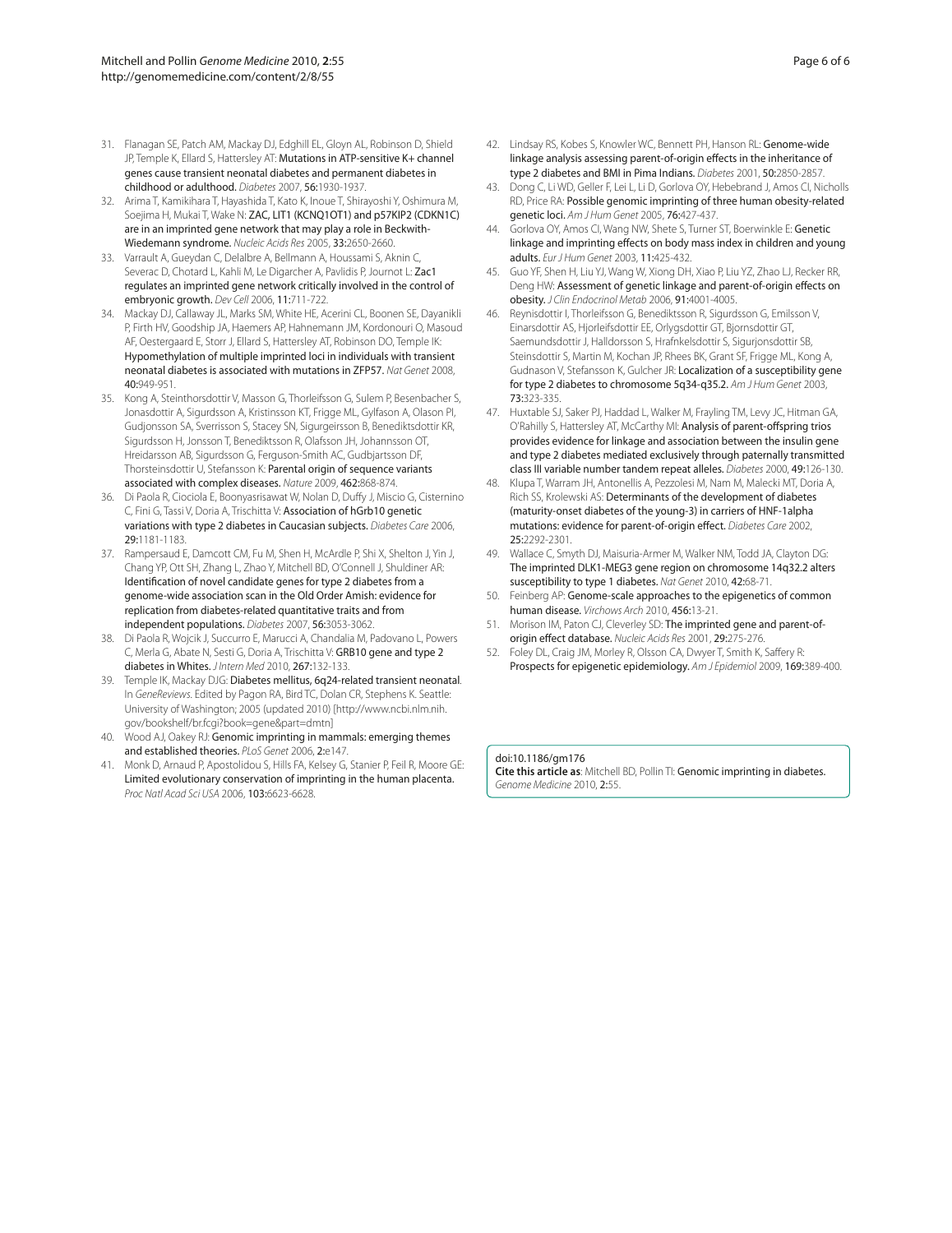31. Flanagan SE, Patch AM, Mackay DJ, Edghill EL, Gloyn AL, Robinson D, Shield JP, Temple K, Ellard S, Hattersley AT: **Mutations in ATP-sensitive K+ channel genes cause transient neonatal diabetes and permanent diabetes in childhood or adulthood.** *Diabetes* 2007, **56:**1930-1937.
32. Arima T, Kamikihara T, Hayashida T, Kato K, Inoue T, Shirayoshi Y, Oshimura M, Soejima H, Mukai T, Wake N: **ZAC, LIT1 (KCNQ1OT1) and p57KIP2 (CDKN1C) are in an imprinted gene network that may play a role in Beckwith-Wiedemann syndrome.** *Nucleic Acids Res* 2005, **33:**2650-2660.
33. Varrault A, Gueydan C, Delalbre A, Bellmann A, Houssami S, Aknin C, Severac D, Chotard L, Kahli M, Le Digarcher A, Pavlidis P, Journot L: **Zac1 regulates an imprinted gene network critically involved in the control of embryonic growth.** *Dev Cell* 2006, **11:**711-722.
34. Mackay DJ, Callaway JL, Marks SM, White HE, Acerini CL, Boonen SE, Dayanikli P, Firth HV, Goodship JA, Haemers AP, Hahnemann JM, Kordonouri O, Masoud AF, Oestergaard E, Storr J, Ellard S, Hattersley AT, Robinson DO, Temple IK: **Hypomethylation of multiple imprinted loci in individuals with transient neonatal diabetes is associated with mutations in ZFP57.** *Nat Genet* 2008, **40:**949-951.
35. Kong A, Steinthorsdottir V, Masson G, Thorleifsson G, Sulem P, Besenbacher S, Jonasdottir A, Sigurdsson A, Kristinsson KT, Frigge ML, Gylfason A, Olason PI, Gudjonsson SA, Sverrisson S, Stacey SN, Sigurgeirsson B, Benediktsdottir KR, Sigurdsson H, Jonsson T, Benediktsson R, Olafsson JH, Johannsson OT, Hreidarsson AB, Sigurdsson G, Ferguson-Smith AC, Gudbjartsson DF, Thorsteinsdottir U, Stefansson K: **Parental origin of sequence variants associated with complex diseases.** *Nature* 2009, **462:**868-874.
36. Di Paola R, Ciociola E, Boonyasrisawat W, Nolan D, Duffy J, Miscio G, Cisternino C, Fini G, Tassi V, Doria A, Trischitta V: **Association of hGrb10 genetic variations with type 2 diabetes in Caucasian subjects.** *Diabetes Care* 2006, **29:**1181-1183.
37. Rampersaud E, Damcott CM, Fu M, Shen H, McArdle P, Shi X, Shelton J, Yin J, Chang YP, Ott SH, Zhang L, Zhao Y, Mitchell BD, O'Connell J, Shuldiner AR: **Identification of novel candidate genes for type 2 diabetes from a genome-wide association scan in the Old Order Amish: evidence for replication from diabetes-related quantitative traits and from independent populations.** *Diabetes* 2007, **56:**3053-3062.
38. Di Paola R, Wojcik J, Succurro E, Marucci A, Chandalia M, Padovano L, Powers C, Merla G, Abate N, Sesti G, Doria A, Trischitta V: **GRB10 gene and type 2 diabetes in Whites.** *J Intern Med* 2010, **267:**132-133.
39. Temple IK, Mackay DJG: **Diabetes mellitus, 6q24-related transient neonatal**. In *GeneReviews*. Edited by Pagon RA, Bird TC, Dolan CR, Stephens K. Seattle: University of Washington; 2005 (updated 2010) [http://www.ncbi.nlm.nih.gov/bookshelf/br.fcgi?book=gene&part=dmtn]
40. Wood AJ, Oakey RJ: **Genomic imprinting in mammals: emerging themes and established theories.** *PLoS Genet* 2006, **2:**e147.
41. Monk D, Arnaud P, Apostolidou S, Hills FA, Kelsey G, Stanier P, Feil R, Moore GE: **Limited evolutionary conservation of imprinting in the human placenta.** *Proc Natl Acad Sci USA* 2006, **103:**6623-6628.
42. Lindsay RS, Kobes S, Knowler WC, Bennett PH, Hanson RL: **Genome-wide linkage analysis assessing parent-of-origin effects in the inheritance of type 2 diabetes and BMI in Pima Indians.** *Diabetes* 2001, **50:**2850-2857.
43. Dong C, Li WD, Geller F, Lei L, Li D, Gorlova OY, Hebebrand J, Amos CI, Nicholls RD, Price RA: **Possible genomic imprinting of three human obesity-related genetic loci.** *Am J Hum Genet* 2005, **76:**427-437.
44. Gorlova OY, Amos CI, Wang NW, Shete S, Turner ST, Boerwinkle E: **Genetic linkage and imprinting effects on body mass index in children and young adults.** *Eur J Hum Genet* 2003, **11:**425-432.
45. Guo YF, Shen H, Liu YJ, Wang W, Xiong DH, Xiao P, Liu YZ, Zhao LJ, Recker RR, Deng HW: **Assessment of genetic linkage and parent-of-origin effects on obesity.** *J Clin Endocrinol Metab* 2006, **91:**4001-4005.
46. Reynisdottir I, Thorleifsson G, Benediktsson R, Sigurdsson G, Emilsson V, Einarsdottir AS, Hjorleifsdottir EE, Orlygsdottir GT, Bjornsdottir GT, Saemundsdottir J, Halldorsson S, Hrafnkelsdottir S, Sigurjonsdottir SB, Steinsdottir S, Martin M, Kochan JP, Rhees BK, Grant SF, Frigge ML, Kong A, Gudnason V, Stefansson K, Gulcher JR: **Localization of a susceptibility gene for type 2 diabetes to chromosome 5q34-q35.2.** *Am J Hum Genet* 2003, **73:**323-335.
47. Huxtable SJ, Saker PJ, Haddad L, Walker M, Frayling TM, Levy JC, Hitman GA, O'Rahilly S, Hattersley AT, McCarthy MI: **Analysis of parent-offspring trios provides evidence for linkage and association between the insulin gene and type 2 diabetes mediated exclusively through paternally transmitted class III variable number tandem repeat alleles.** *Diabetes* 2000, **49:**126-130.
48. Klupa T, Warram JH, Antonellis A, Pezzolesi M, Nam M, Malecki MT, Doria A, Rich SS, Krolewski AS: **Determinants of the development of diabetes (maturity-onset diabetes of the young-3) in carriers of HNF-1alpha mutations: evidence for parent-of-origin effect.** *Diabetes Care* 2002, **25:**2292-2301.
49. Wallace C, Smyth DJ, Maisuria-Armer M, Walker NM, Todd JA, Clayton DG: **The imprinted DLK1-MEG3 gene region on chromosome 14q32.2 alters susceptibility to type 1 diabetes.** *Nat Genet* 2010, **42:**68-71.
50. Feinberg AP: **Genome-scale approaches to the epigenetics of common human disease.** *Virchows Arch* 2010, **456:**13-21.
51. Morison IM, Paton CJ, Cleverley SD: **The imprinted gene and parent-of-origin effect database.** *Nucleic Acids Res* 2001, **29:**275-276.
52. Foley DL, Craig JM, Morley R, Olsson CA, Dwyer T, Smith K, Saffery R: **Prospects for epigenetic epidemiology.** *Am J Epidemiol* 2009, **169:**389-400.

doi:10.1186/gm176
**Cite this article as**: Mitchell BD, Pollin TI: Genomic imprinting in diabetes. *Genome Medicine* 2010, **2:**55.